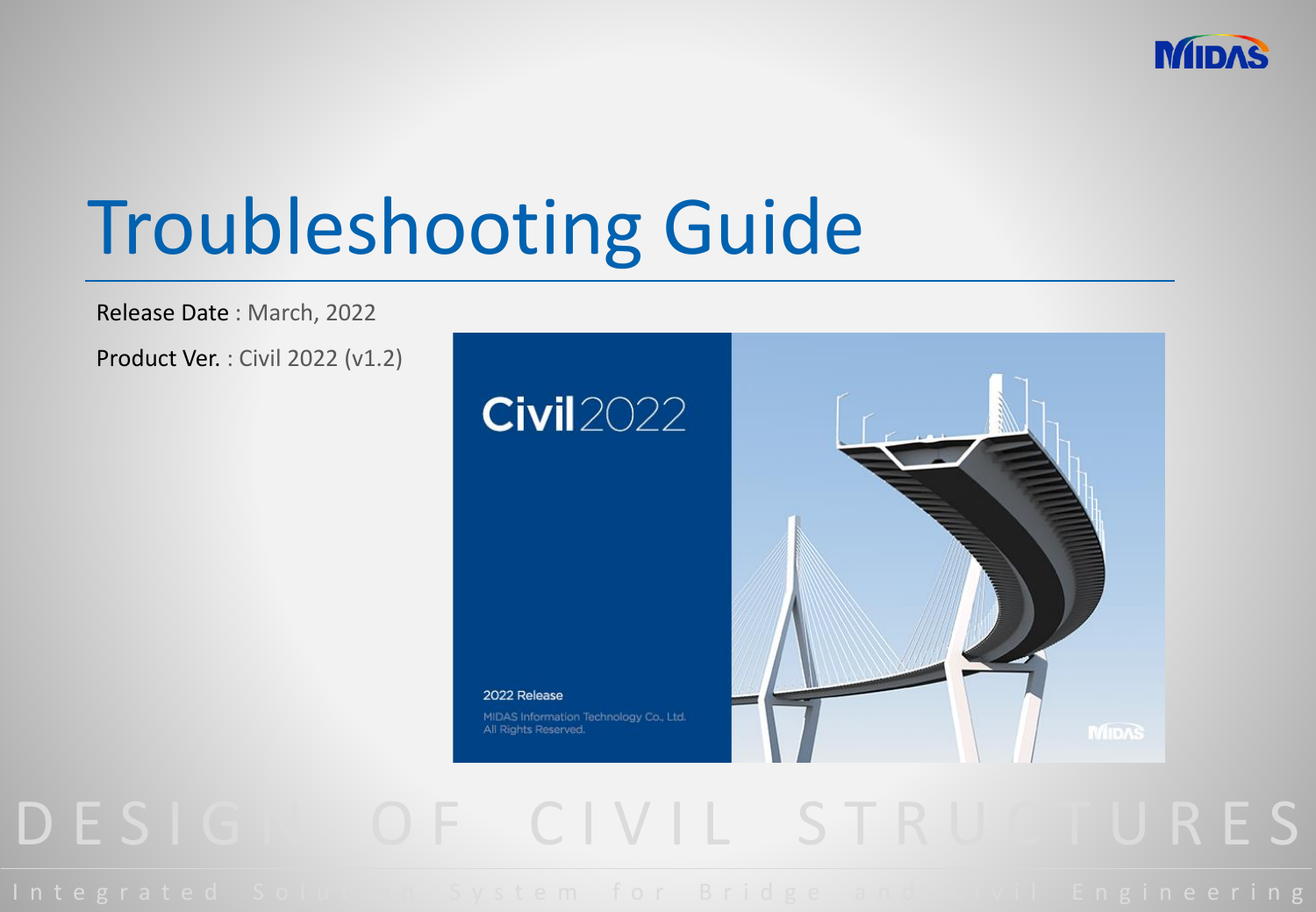# Troubleshooting Guide

Release Date : March, 2022

Product Ver. : Civil 2022 (v1.2)

DESIGN OF CIVIL STRUCTURES

Integrated Solution System for Bridge and Civil Engineering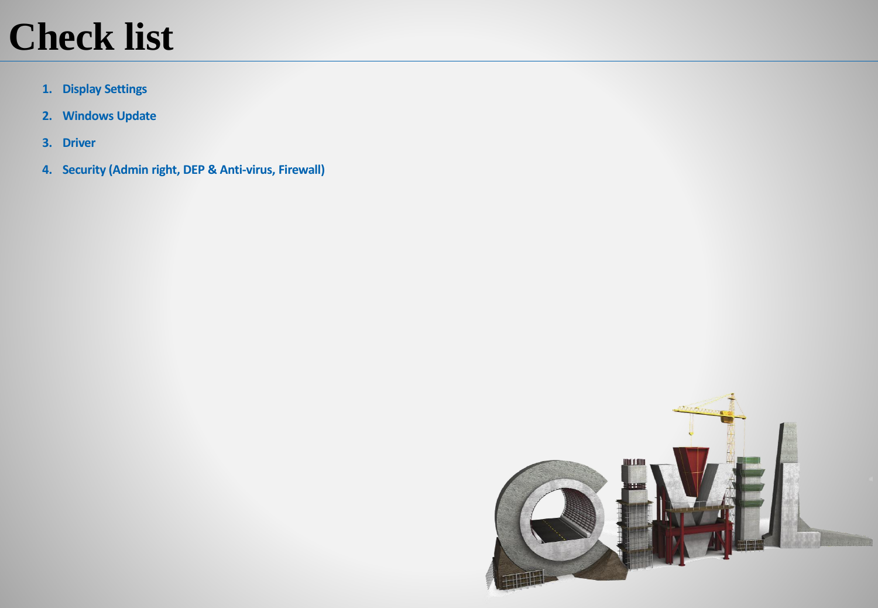# Check list

1. **Display Settings**
2. **Windows Update**
3. **Driver**
4. **Security (Admin right, DEP & Anti-virus, Firewall)**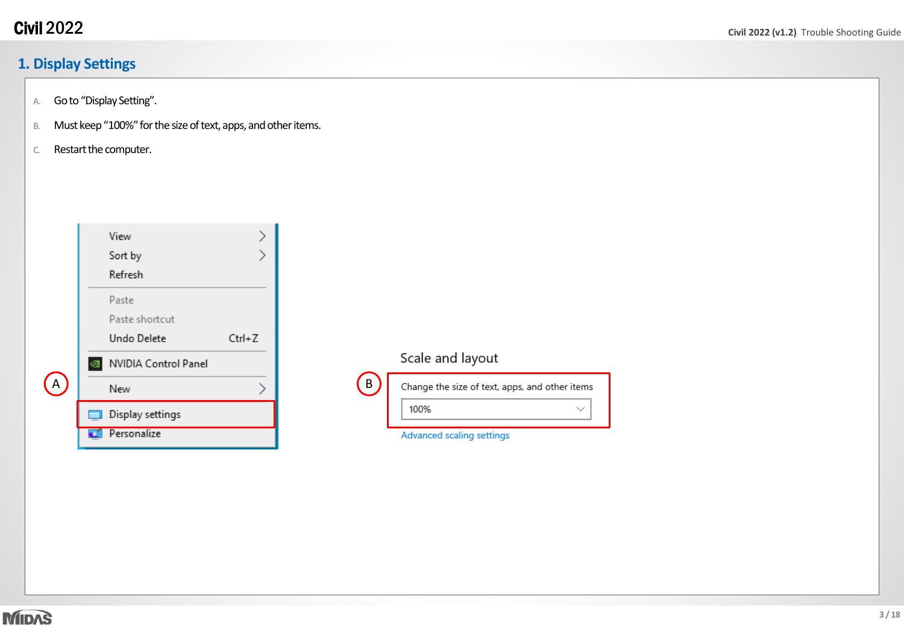# 1. Display Settings

A. Go to "Display Setting".

B. Must keep "100%" for the size of text, apps, and other items.

C. Restart the computer.

A

View

Sort by

Refresh

Paste

Paste shortcut

Undo Delete Ctrl+Z

NVIDIA Control Panel

New

Display settings

Personalize

B

Scale and layout

Change the size of text, apps, and other items

100%

Advanced scaling settings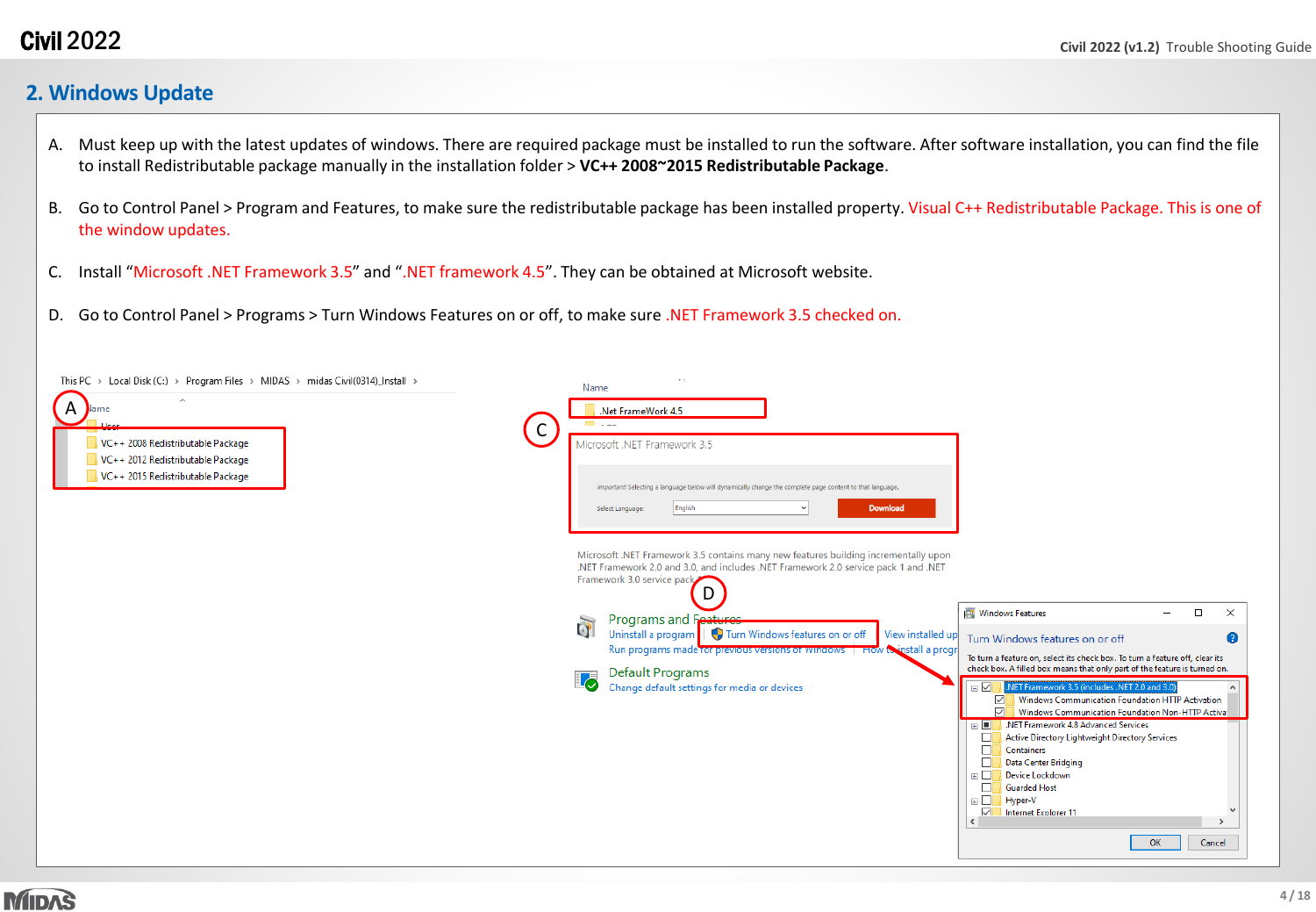## 2. Windows Update

A. Must keep up with the latest updates of windows. There are required package must be installed to run the software. After software installation, you can find the file to install Redistributable package manually in the installation folder > **VC++ 2008~2015 Redistributable Package**.

B. Go to Control Panel > Program and Features, to make sure the redistributable package has been installed property. Visual C++ Redistributable Package. This is one of the window updates.

C. Install “Microsoft .NET Framework 3.5” and “.NET framework 4.5”. They can be obtained at Microsoft website.

D. Go to Control Panel > Programs > Turn Windows Features on or off, to make sure .NET Framework 3.5 checked on.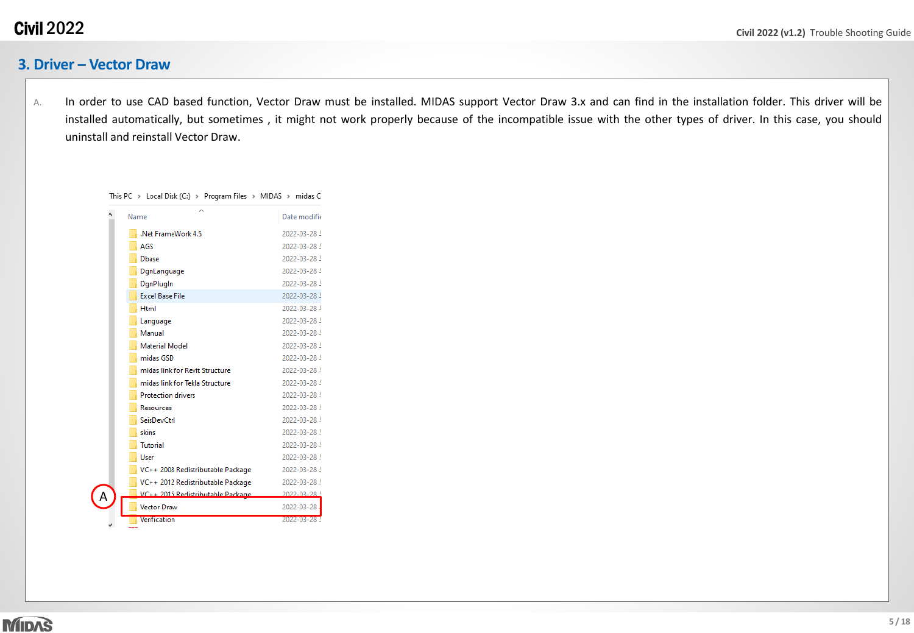## 3. Driver – Vector Draw

A. In order to use CAD based function, Vector Draw must be installed. MIDAS support Vector Draw 3.x and can find in the installation folder. This driver will be installed automatically, but sometimes , it might not work properly because of the incompatible issue with the other types of driver. In this case, you should uninstall and reinstall Vector Draw.

This PC › Local Disk (C:) › Program Files › MIDAS › midas C

| Name | Date modified |
|---|---|
| .Net FrameWork 4.5 | 2022-03-28 |
| AGS | 2022-03-28 |
| Dbase | 2022-03-28 |
| DgnLanguage | 2022-03-28 |
| DgnPlugIn | 2022-03-28 |
| Excel Base File | 2022-03-28 |
| Html | 2022-03-28 |
| Language | 2022-03-28 |
| Manual | 2022-03-28 |
| Material Model | 2022-03-28 |
| midas GSD | 2022-03-28 |
| midas link for Revit Structure | 2022-03-28 |
| midas link for Tekla Structure | 2022-03-28 |
| Protection drivers | 2022-03-28 |
| Resources | 2022-03-28 |
| SeisDevCtrl | 2022-03-28 |
| skins | 2022-03-28 |
| Tutorial | 2022-03-28 |
| User | 2022-03-28 |
| VC++ 2008 Redistributable Package | 2022-03-28 |
| VC++ 2012 Redistributable Package | 2022-03-28 |
| VC++ 2015 Redistributable Package | 2022-03-28 |
| Vector Draw (A) | 2022-03-28 |
| Verification | 2022-03-28 |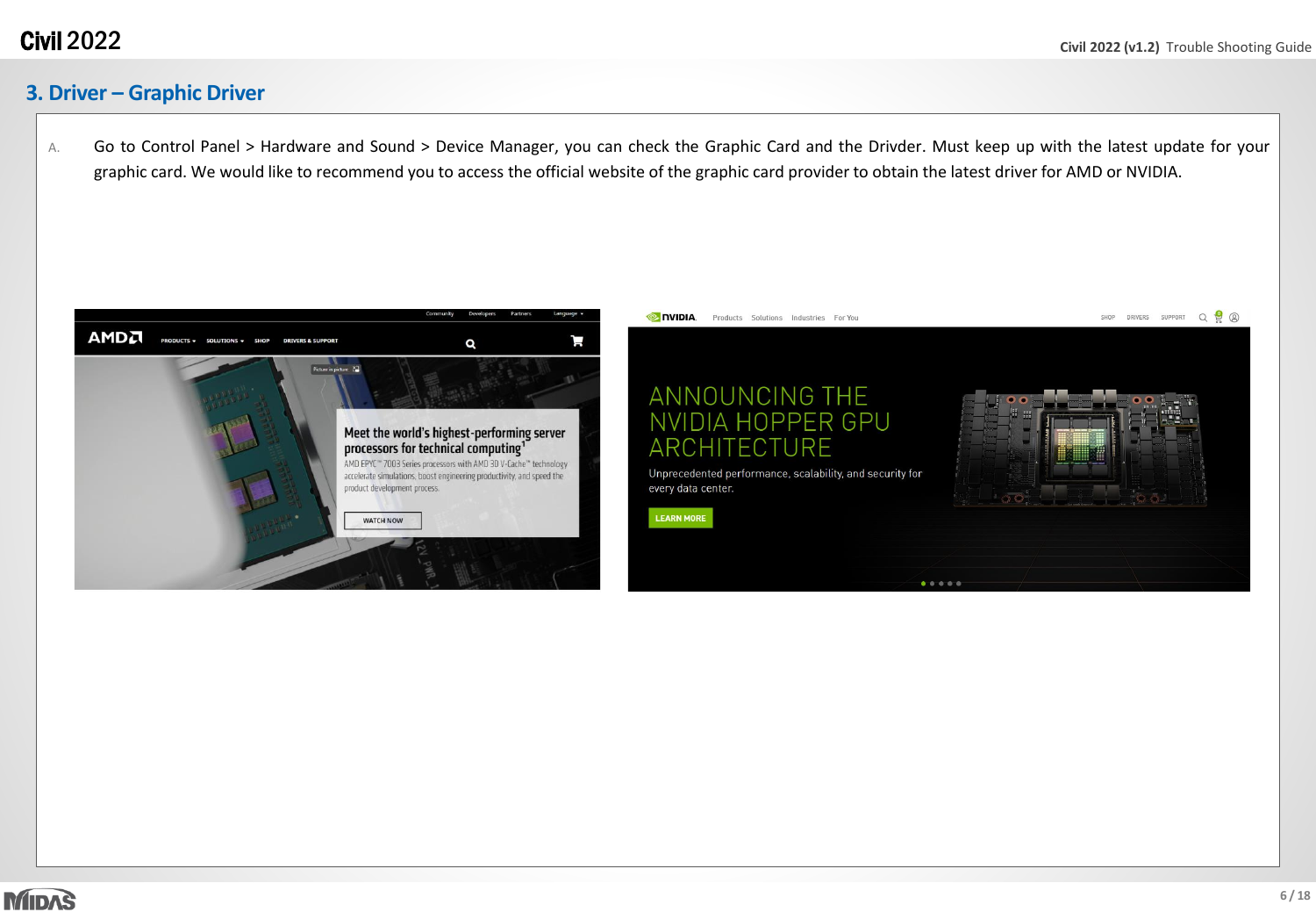## 3. Driver – Graphic Driver

A. Go to Control Panel > Hardware and Sound > Device Manager, you can check the Graphic Card and the Drivder. Must keep up with the latest update for your graphic card. We would like to recommend you to access the official website of the graphic card provider to obtain the latest driver for AMD or NVIDIA.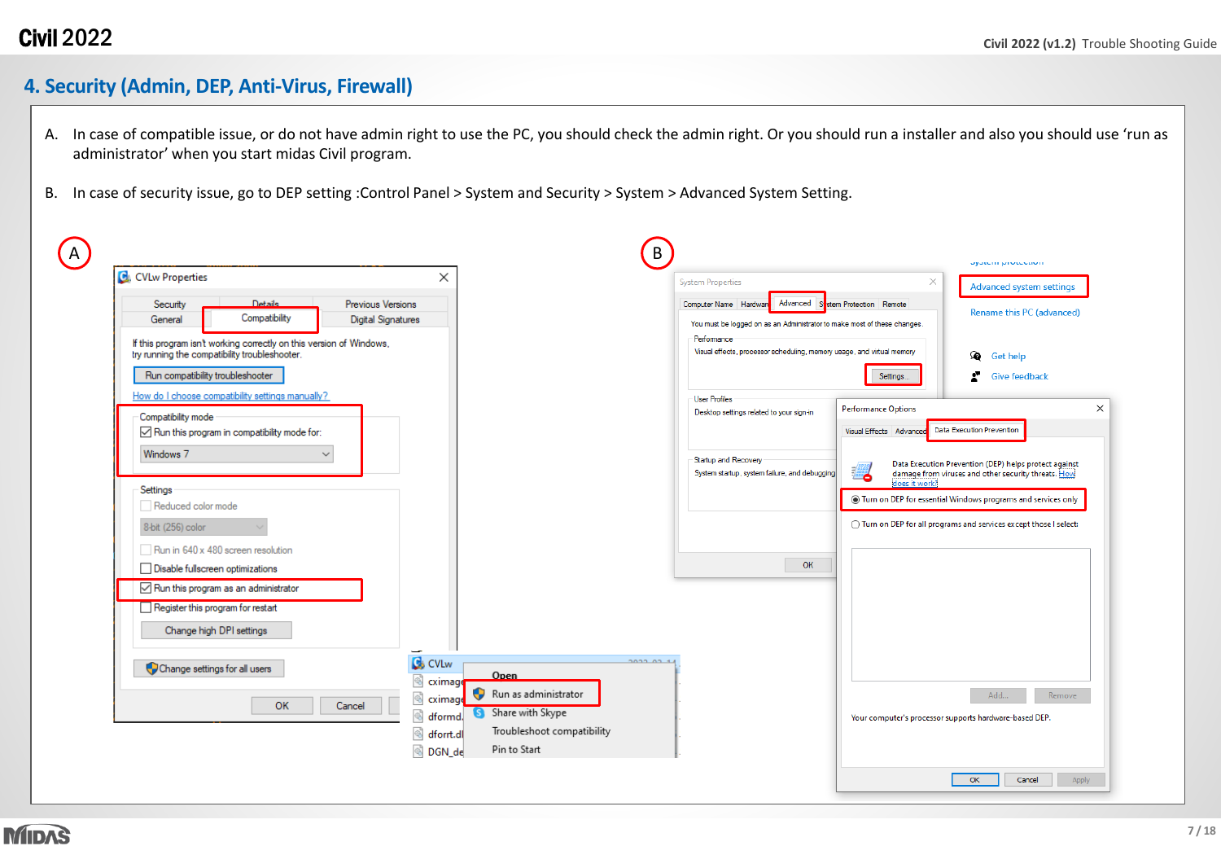## 4. Security (Admin, DEP, Anti-Virus, Firewall)

A. In case of compatible issue, or do not have admin right to use the PC, you should check the admin right. Or you should run a installer and also you should use ‘run as administrator’ when you start midas Civil program.

B. In case of security issue, go to DEP setting :Control Panel > System and Security > System > Advanced System Setting.